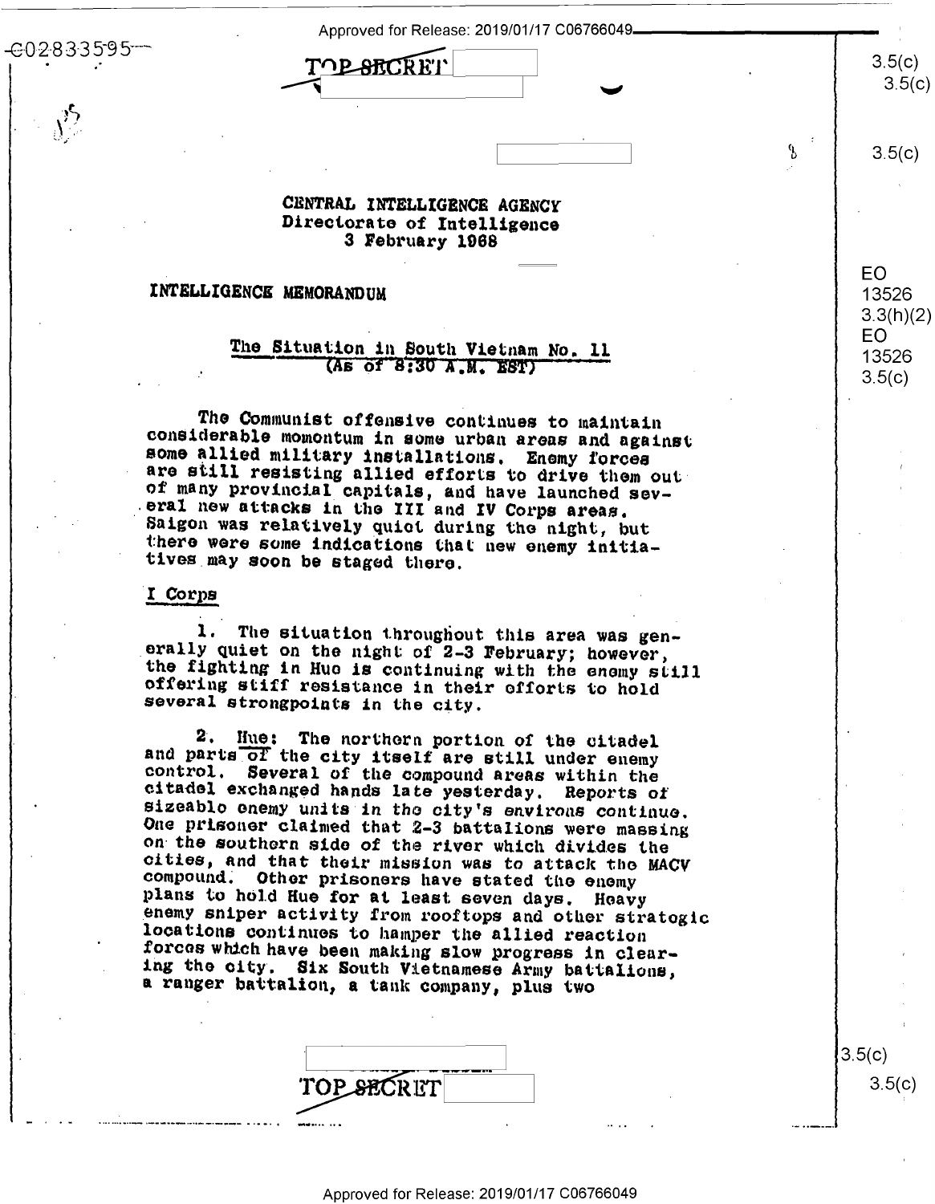TOP SECRET

CENTRAL INTELLIGENCE AGENCY
Directorate of Intelligence
3 February 1968

INTELLIGENCE MEMORANDUM

## The Situation in South Vietnam No. 11
(As of 8:30 A.M. EST)

The Communist offensive continues to maintain considerable momentum in some urban areas and against some allied military installations. Enemy forces are still resisting allied efforts to drive them out of many provincial capitals, and have launched several new attacks in the III and IV Corps areas. Saigon was relatively quiet during the night, but there were some indications that new enemy initiatives may soon be staged there.

### I Corps

1. The situation throughout this area was generally quiet on the night of 2-3 February; however, the fighting in Hue is continuing with the enemy still offering stiff resistance in their efforts to hold several strongpoints in the city.

2. Hue: The northern portion of the citadel and parts of the city itself are still under enemy control. Several of the compound areas within the citadel exchanged hands late yesterday. Reports of sizeable enemy units in the city's environs continue. One prisoner claimed that 2-3 battalions were massing on the southern side of the river which divides the cities, and that their mission was to attack the MACV compound. Other prisoners have stated the enemy plans to hold Hue for at least seven days. Heavy enemy sniper activity from rooftops and other strategic locations continues to hamper the allied reaction forces which have been making slow progress in clearing the city. Six South Vietnamese Army battalions, a ranger battalion, a tank company, plus two

TOP SECRET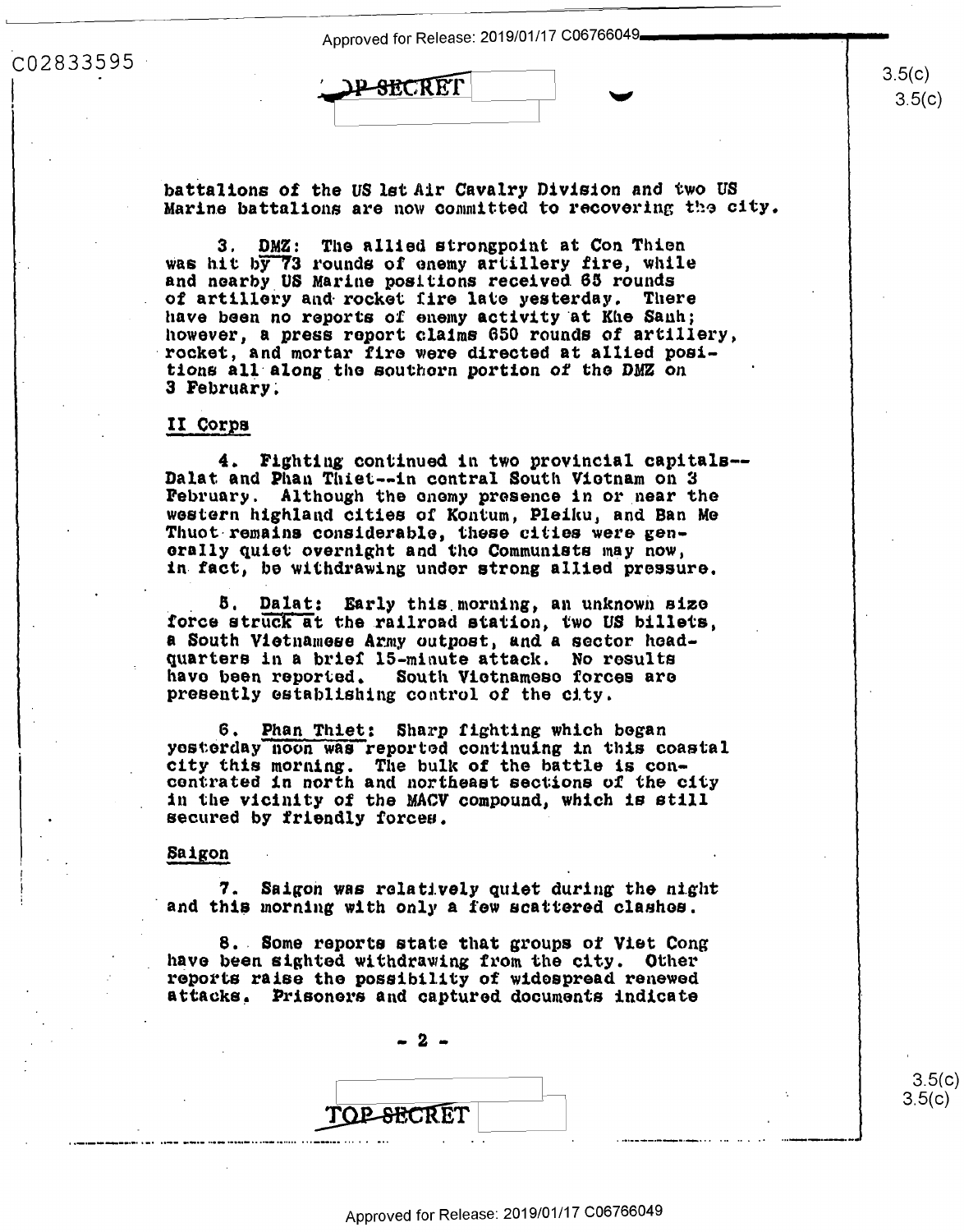battalions of the US 1st Air Cavalry Division and two US Marine battalions are now committed to recovering the city.

3. DMZ: The allied strongpoint at Con Thien was hit by 73 rounds of enemy artillery fire, while and nearby US Marine positions received 65 rounds of artillery and rocket fire late yesterday. There have been no reports of enemy activity at Khe Sanh; however, a press report claims 650 rounds of artillery, rocket, and mortar fire were directed at allied positions all along the southern portion of the DMZ on 3 February.

## II Corps

4. Fighting continued in two provincial capitals--Dalat and Phan Thiet--in central South Vietnam on 3 February. Although the enemy presence in or near the western highland cities of Kontum, Pleiku, and Ban Me Thuot remains considerable, these cities were generally quiet overnight and the Communists may now, in fact, be withdrawing under strong allied pressure.

5. Dalat: Early this morning, an unknown size force struck at the railroad station, two US billets, a South Vietnamese Army outpost, and a sector headquarters in a brief 15-minute attack. No results have been reported. South Vietnamese forces are presently establishing control of the city.

6. Phan Thiet: Sharp fighting which began yesterday noon was reported continuing in this coastal city this morning. The bulk of the battle is concentrated in north and northeast sections of the city in the vicinity of the MACV compound, which is still secured by friendly forces.

## Saigon

7. Saigon was relatively quiet during the night and this morning with only a few scattered clashes.

8. Some reports state that groups of Viet Cong have been sighted withdrawing from the city. Other reports raise the possibility of widespread renewed attacks. Prisoners and captured documents indicate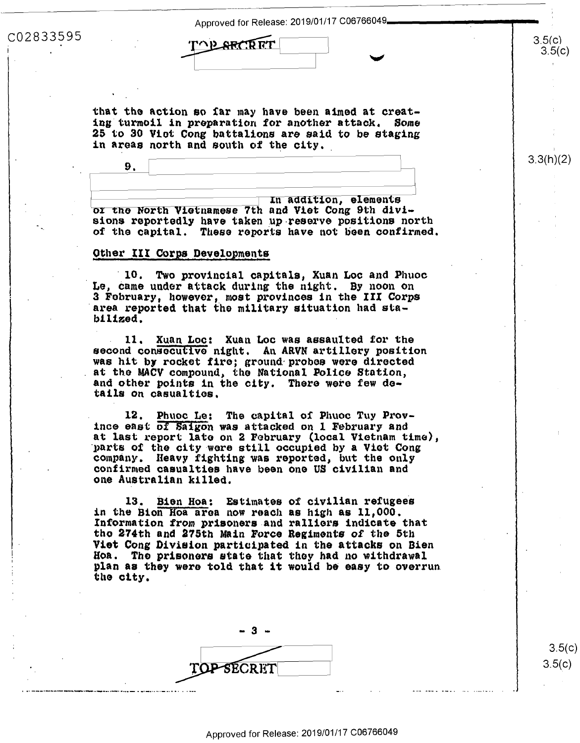that the action so far may have been aimed at creating turmoil in preparation for another attack. Some 25 to 30 Viet Cong battalions are said to be staging in areas north and south of the city.

9. In addition, elements of the North Vietnamese 7th and Viet Cong 9th divisions reportedly have taken up reserve positions north of the capital. These reports have not been confirmed.

## Other III Corps Developments

10. Two provincial capitals, Xuan Loc and Phuoc Le, came under attack during the night. By noon on 3 February, however, most provinces in the III Corps area reported that the military situation had stabilized.

11. Xuan Loc: Xuan Loc was assaulted for the second consecutive night. An ARVN artillery position was hit by rocket fire; ground probes were directed at the MACV compound, the National Police Station, and other points in the city. There were few details on casualties.

12. Phuoc Le: The capital of Phuoc Tuy Province east of Saigon was attacked on 1 February and at last report late on 2 February (local Vietnam time), parts of the city were still occupied by a Viet Cong company. Heavy fighting was reported, but the only confirmed casualties have been one US civilian and one Australian killed.

13. Bien Hoa: Estimates of civilian refugees in the Bien Hoa area now reach as high as 11,000. Information from prisoners and ralliers indicate that the 274th and 275th Main Force Regiments of the 5th Viet Cong Division participated in the attacks on Bien Hoa. The prisoners state that they had no withdrawal plan as they were told that it would be easy to overrun the city.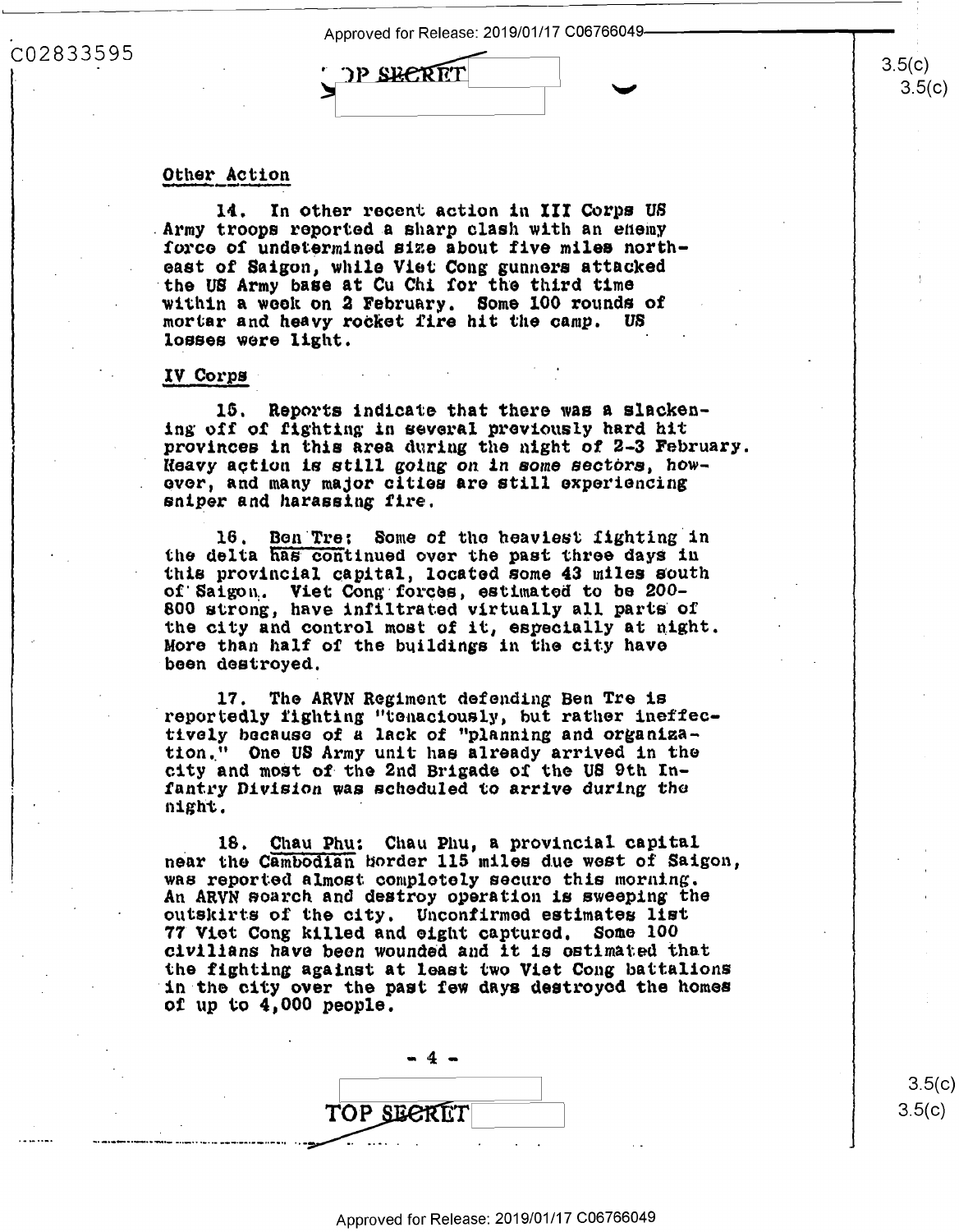Other Action

14. In other recent action in III Corps US Army troops reported a sharp clash with an enemy force of undetermined size about five miles northeast of Saigon, while Viet Cong gunners attacked the US Army base at Cu Chi for the third time within a week on 2 February. Some 100 rounds of mortar and heavy rocket fire hit the camp. US losses were light.

IV Corps

15. Reports indicate that there was a slackening off of fighting in several previously hard hit provinces in this area during the night of 2-3 February. Heavy action is still going on in some sectors, however, and many major cities are still experiencing sniper and harassing fire.

16. Ben Tre: Some of the heaviest fighting in the delta has continued over the past three days in this provincial capital, located some 43 miles south of Saigon. Viet Cong forces, estimated to be 200-800 strong, have infiltrated virtually all parts of the city and control most of it, especially at night. More than half of the buildings in the city have been destroyed.

17. The ARVN Regiment defending Ben Tre is reportedly fighting "tenaciously, but rather ineffectively because of a lack of "planning and organization." One US Army unit has already arrived in the city and most of the 2nd Brigade of the US 9th Infantry Division was scheduled to arrive during the night.

18. Chau Phu: Chau Phu, a provincial capital near the Cambodian border 115 miles due west of Saigon, was reported almost completely secure this morning. An ARVN search and destroy operation is sweeping the outskirts of the city. Unconfirmed estimates list 77 Viet Cong killed and eight captured. Some 100 civilians have been wounded and it is estimated that the fighting against at least two Viet Cong battalions in the city over the past few days destroyed the homes of up to 4,000 people.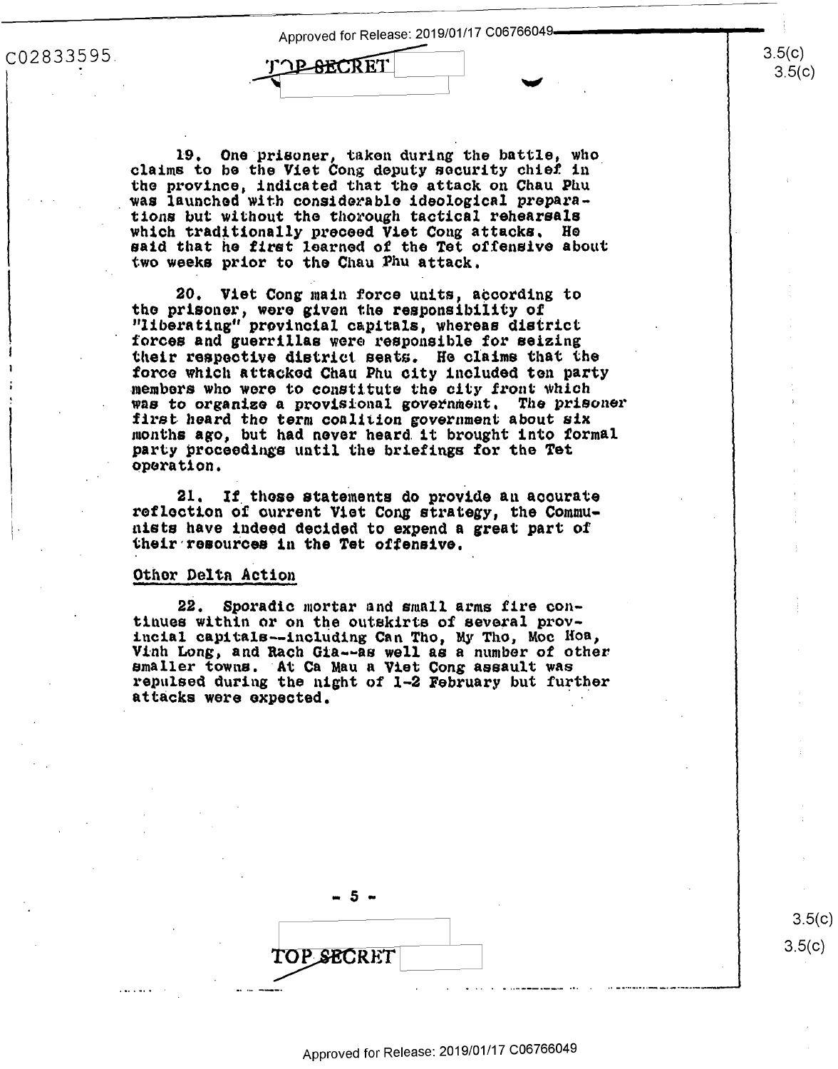19. One prisoner, taken during the battle, who claims to be the Viet Cong deputy security chief in the province, indicated that the attack on Chau Phu was launched with considerable ideological preparations but without the thorough tactical rehearsals which traditionally preceed Viet Cong attacks. He said that he first learned of the Tet offensive about two weeks prior to the Chau Phu attack.

20. Viet Cong main force units, according to the prisoner, were given the responsibility of "liberating" provincial capitals, whereas district forces and guerrillas were responsible for seizing their respective district seats. He claims that the force which attacked Chau Phu city included ten party members who were to constitute the city front which was to organize a provisional government. The prisoner first heard the term coalition government about six months ago, but had never heard it brought into formal party proceedings until the briefings for the Tet operation.

21. If these statements do provide an accurate reflection of current Viet Cong strategy, the Communists have indeed decided to expend a great part of their resources in the Tet offensive.

Other Delta Action

22. Sporadic mortar and small arms fire continues within or on the outskirts of several provincial capitals--including Can Tho, My Tho, Moc Hoa, Vinh Long, and Rach Gia--as well as a number of other smaller towns. At Ca Mau a Viet Cong assault was repulsed during the night of 1-2 February but further attacks were expected.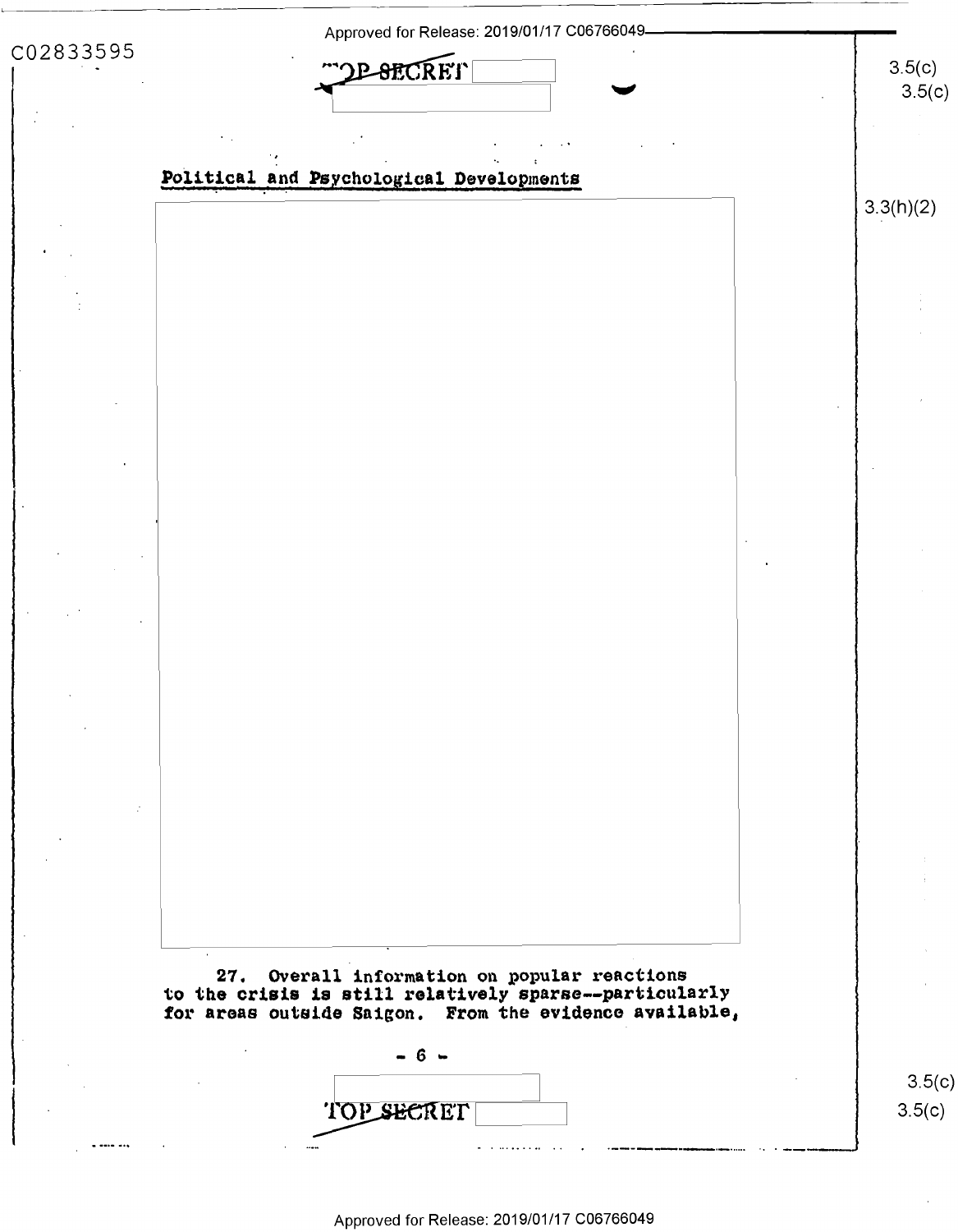## Political and Psychological Developments

27. Overall information on popular reactions to the crisis is still relatively sparse--particularly for areas outside Saigon. From the evidence available,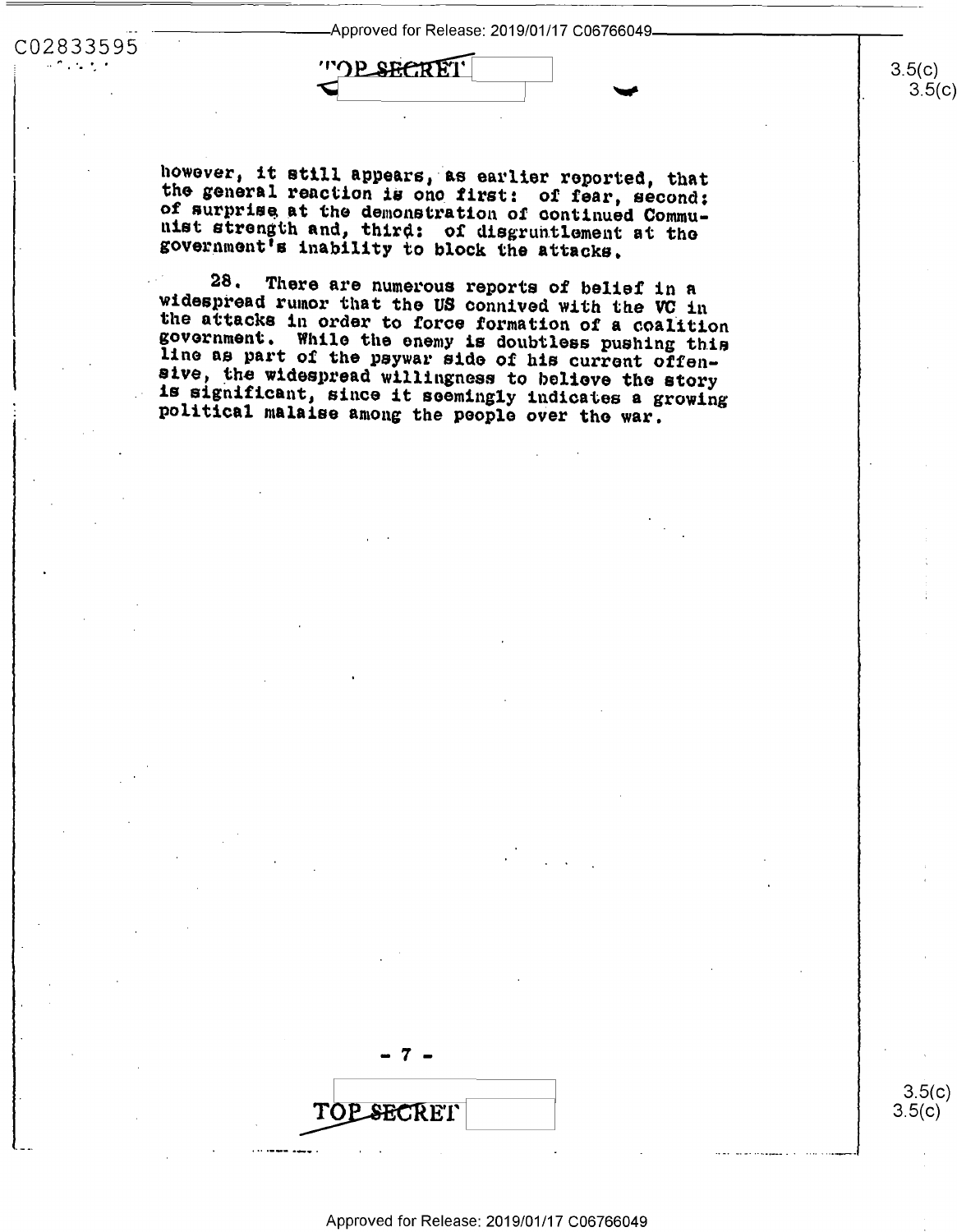however, it still appears, as earlier reported, that the general reaction is one first: of fear, second: of surprise at the demonstration of continued Communist strength and, third: of disgruntlement at the government's inability to block the attacks.

28. There are numerous reports of belief in a widespread rumor that the US connived with the VC in the attacks in order to force formation of a coalition government. While the enemy is doubtless pushing this line as part of the psywar side of his current offensive, the widespread willingness to believe the story is significant, since it seemingly indicates a growing political malaise among the people over the war.